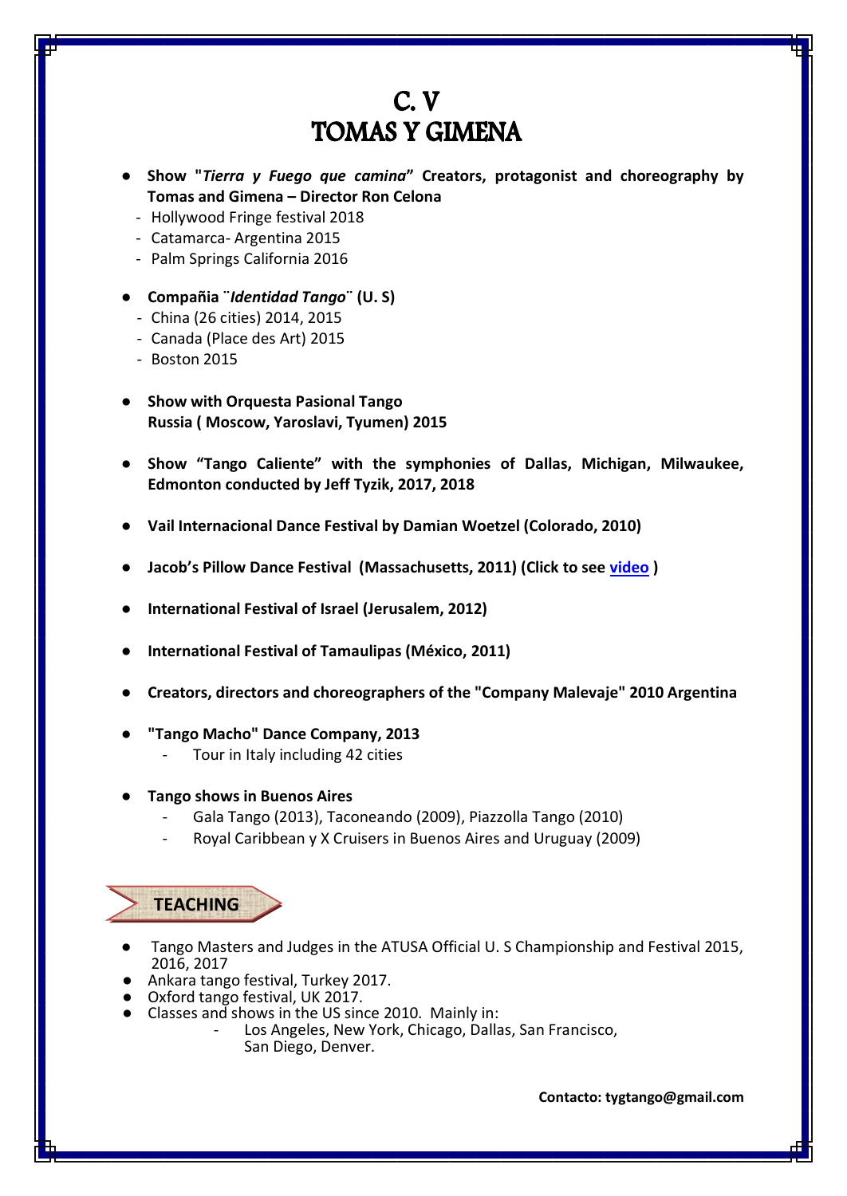# C. V
# TOMAS Y GIMENA

- **Show "*Tierra y Fuego que camina*" Creators, protagonist and choreography by Tomas and Gimena – Director Ron Celona**
  - Hollywood Fringe festival 2018
  - Catamarca- Argentina 2015
  - Palm Springs California 2016

- **Compañia ¨*Identidad Tango*¨ (U. S)**
  - China (26 cities) 2014, 2015
  - Canada (Place des Art) 2015
  - Boston 2015

- **Show with Orquesta Pasional Tango**
  **Russia ( Moscow, Yaroslavi, Tyumen) 2015**

- **Show "Tango Caliente" with the symphonies of Dallas, Michigan, Milwaukee, Edmonton conducted by Jeff Tyzik, 2017, 2018**

- **Vail Internacional Dance Festival by Damian Woetzel (Colorado, 2010)**

- **Jacob's Pillow Dance Festival (Massachusetts, 2011) (Click to see video )**

- **International Festival of Israel (Jerusalem, 2012)**

- **International Festival of Tamaulipas (México, 2011)**

- **Creators, directors and choreographers of the "Company Malevaje" 2010 Argentina**

- **"Tango Macho" Dance Company, 2013**
  - Tour in Italy including 42 cities

- **Tango shows in Buenos Aires**
  - Gala Tango (2013), Taconeando (2009), Piazzolla Tango (2010)
  - Royal Caribbean y X Cruisers in Buenos Aires and Uruguay (2009)

## TEACHING

- Tango Masters and Judges in the ATUSA Official U. S Championship and Festival 2015, 2016, 2017
- Ankara tango festival, Turkey 2017.
- Oxford tango festival, UK 2017.
- Classes and shows in the US since 2010. Mainly in:
  - Los Angeles, New York, Chicago, Dallas, San Francisco, San Diego, Denver.

**Contacto: tygtango@gmail.com**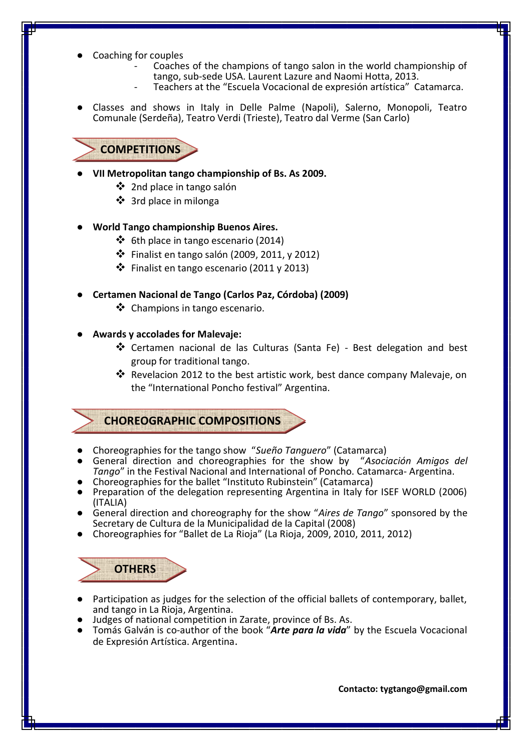- Coaching for couples
    - Coaches of the champions of tango salon in the world championship of tango, sub-sede USA. Laurent Lazure and Naomi Hotta, 2013.
    - Teachers at the "Escuela Vocacional de expresión artística" Catamarca.
- Classes and shows in Italy in Delle Palme (Napoli), Salerno, Monopoli, Teatro Comunale (Serdeña), Teatro Verdi (Trieste), Teatro dal Verme (San Carlo)

## COMPETITIONS

- **VII Metropolitan tango championship of Bs. As 2009.**
    - 2nd place in tango salón
    - 3rd place in milonga
- **World Tango championship Buenos Aires.**
    - 6th place in tango escenario (2014)
    - Finalist en tango salón (2009, 2011, y 2012)
    - Finalist en tango escenario (2011 y 2013)
- **Certamen Nacional de Tango (Carlos Paz, Córdoba) (2009)**
    - Champions in tango escenario.
- **Awards y accolades for Malevaje:**
    - Certamen nacional de las Culturas (Santa Fe) - Best delegation and best group for traditional tango.
    - Revelacion 2012 to the best artistic work, best dance company Malevaje, on the "International Poncho festival" Argentina.

## CHOREOGRAPHIC COMPOSITIONS

- Choreographies for the tango show "*Sueño Tanguero*" (Catamarca)
- General direction and choreographies for the show by "*Asociación Amigos del Tango*" in the Festival Nacional and International of Poncho. Catamarca- Argentina.
- Choreographies for the ballet "Instituto Rubinstein" (Catamarca)
- Preparation of the delegation representing Argentina in Italy for ISEF WORLD (2006) (ITALIA)
- General direction and choreography for the show "*Aires de Tango*" sponsored by the Secretary de Cultura de la Municipalidad de la Capital (2008)
- Choreographies for "Ballet de La Rioja" (La Rioja, 2009, 2010, 2011, 2012)

## OTHERS

- Participation as judges for the selection of the official ballets of contemporary, ballet, and tango in La Rioja, Argentina.
- Judges of national competition in Zarate, province of Bs. As.
- Tomás Galván is co-author of the book "***Arte para la vida***" by the Escuela Vocacional de Expresión Artística. Argentina.

**Contacto: tygtango@gmail.com**